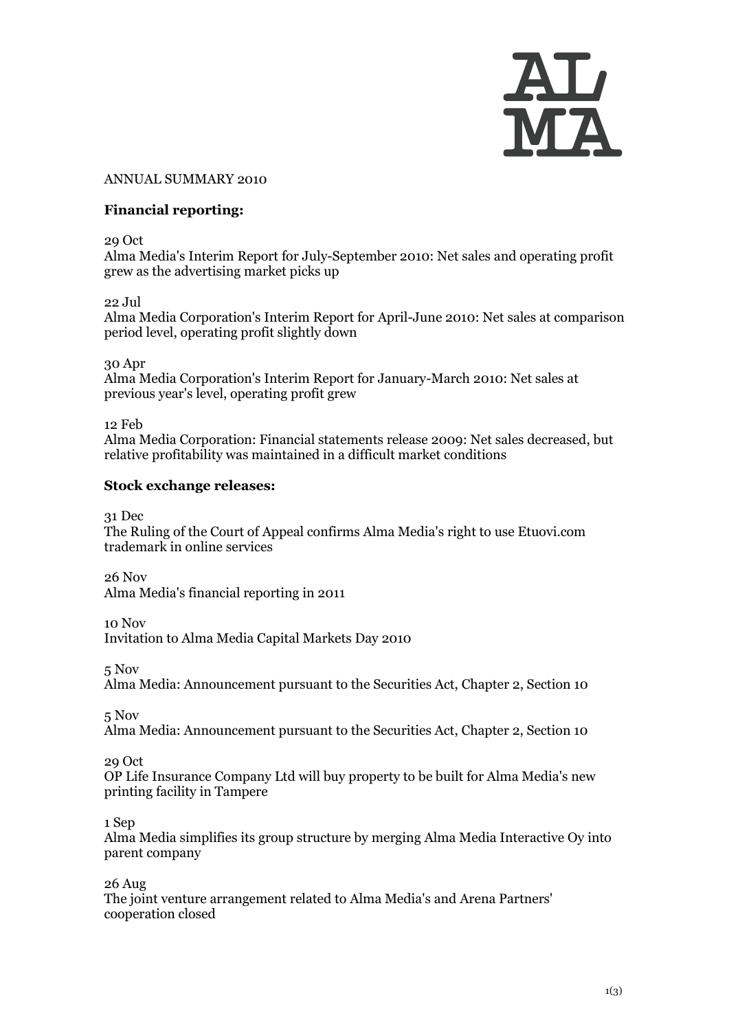ANNUAL SUMMARY 2010

**Financial reporting:**

29 Oct
Alma Media's Interim Report for July-September 2010: Net sales and operating profit grew as the advertising market picks up

22 Jul
Alma Media Corporation's Interim Report for April-June 2010: Net sales at comparison period level, operating profit slightly down

30 Apr
Alma Media Corporation's Interim Report for January-March 2010: Net sales at previous year's level, operating profit grew

12 Feb
Alma Media Corporation: Financial statements release 2009: Net sales decreased, but relative profitability was maintained in a difficult market conditions

**Stock exchange releases:**

31 Dec
The Ruling of the Court of Appeal confirms Alma Media's right to use Etuovi.com trademark in online services

26 Nov
Alma Media's financial reporting in 2011

10 Nov
Invitation to Alma Media Capital Markets Day 2010

5 Nov
Alma Media: Announcement pursuant to the Securities Act, Chapter 2, Section 10

5 Nov
Alma Media: Announcement pursuant to the Securities Act, Chapter 2, Section 10

29 Oct
OP Life Insurance Company Ltd will buy property to be built for Alma Media's new printing facility in Tampere

1 Sep
Alma Media simplifies its group structure by merging Alma Media Interactive Oy into parent company

26 Aug
The joint venture arrangement related to Alma Media's and Arena Partners' cooperation closed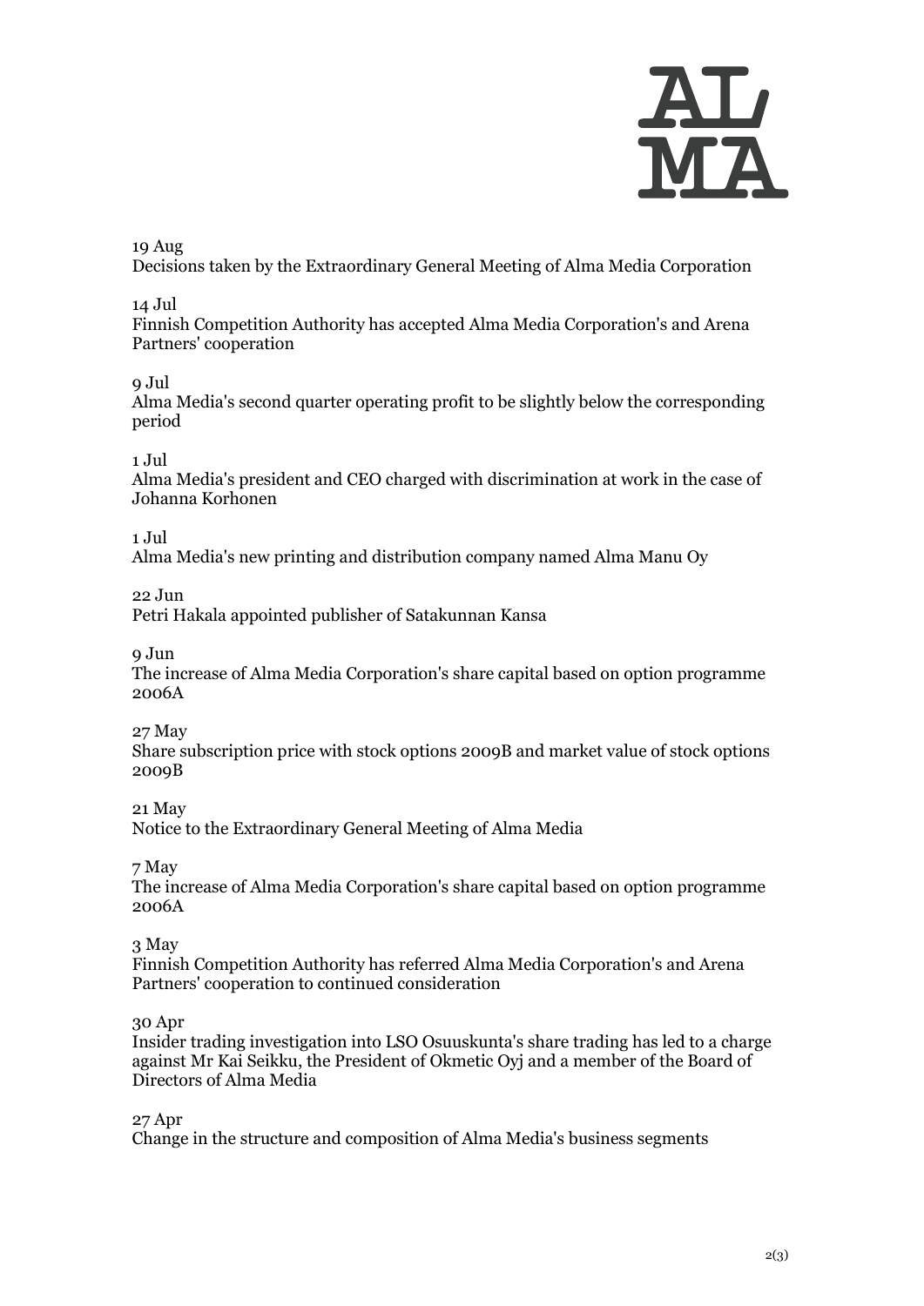19 Aug
Decisions taken by the Extraordinary General Meeting of Alma Media Corporation

14 Jul
Finnish Competition Authority has accepted Alma Media Corporation's and Arena Partners' cooperation

9 Jul
Alma Media's second quarter operating profit to be slightly below the corresponding period

1 Jul
Alma Media's president and CEO charged with discrimination at work in the case of Johanna Korhonen

1 Jul
Alma Media's new printing and distribution company named Alma Manu Oy

22 Jun
Petri Hakala appointed publisher of Satakunnan Kansa

9 Jun
The increase of Alma Media Corporation's share capital based on option programme 2006A

27 May
Share subscription price with stock options 2009B and market value of stock options 2009B

21 May
Notice to the Extraordinary General Meeting of Alma Media

7 May
The increase of Alma Media Corporation's share capital based on option programme 2006A

3 May
Finnish Competition Authority has referred Alma Media Corporation's and Arena Partners' cooperation to continued consideration

30 Apr
Insider trading investigation into LSO Osuuskunta's share trading has led to a charge against Mr Kai Seikku, the President of Okmetic Oyj and a member of the Board of Directors of Alma Media

27 Apr
Change in the structure and composition of Alma Media's business segments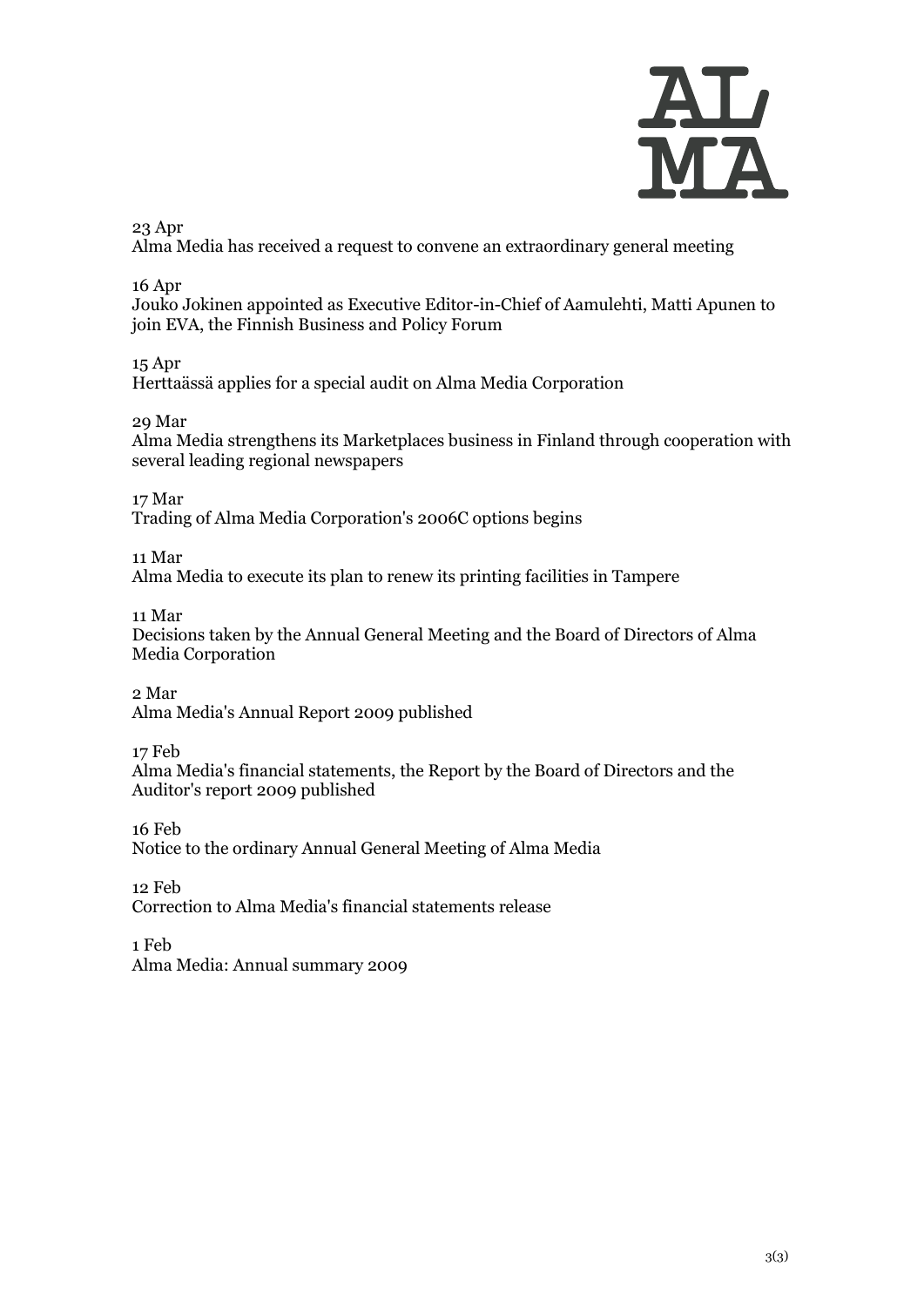23 Apr
Alma Media has received a request to convene an extraordinary general meeting

16 Apr
Jouko Jokinen appointed as Executive Editor-in-Chief of Aamulehti, Matti Apunen to join EVA, the Finnish Business and Policy Forum

15 Apr
Herttaässä applies for a special audit on Alma Media Corporation

29 Mar
Alma Media strengthens its Marketplaces business in Finland through cooperation with several leading regional newspapers

17 Mar
Trading of Alma Media Corporation's 2006C options begins

11 Mar
Alma Media to execute its plan to renew its printing facilities in Tampere

11 Mar
Decisions taken by the Annual General Meeting and the Board of Directors of Alma Media Corporation

2 Mar
Alma Media's Annual Report 2009 published

17 Feb
Alma Media's financial statements, the Report by the Board of Directors and the Auditor's report 2009 published

16 Feb
Notice to the ordinary Annual General Meeting of Alma Media

12 Feb
Correction to Alma Media's financial statements release

1 Feb
Alma Media: Annual summary 2009